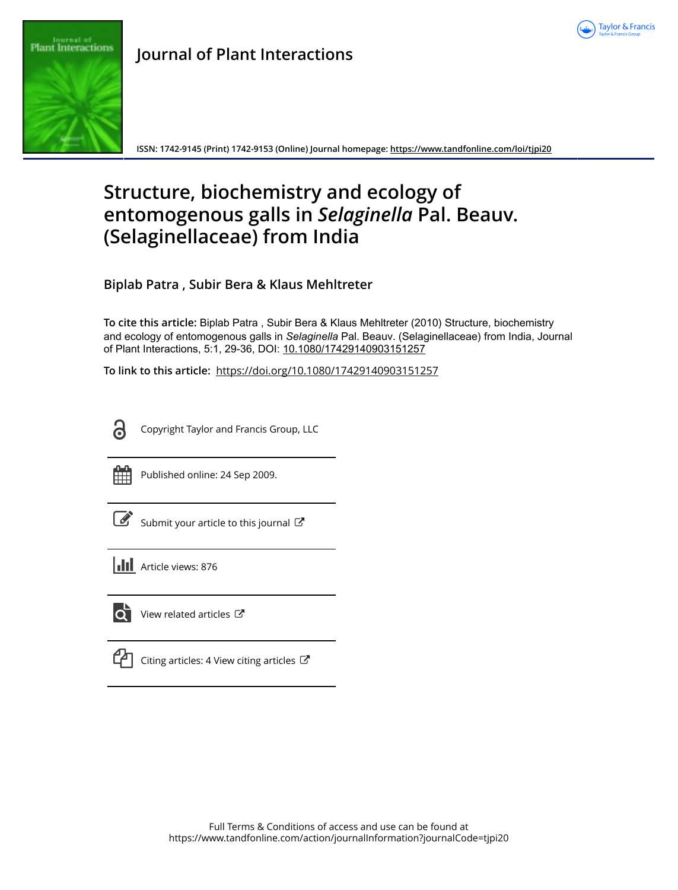# Journal of Plant Interactions

ISSN: 1742-9145 (Print) 1742-9153 (Online) Journal homepage: https://www.tandfonline.com/loi/tjpi20

# Structure, biochemistry and ecology of entomogenous galls in *Selaginella* Pal. Beauv. (Selaginellaceae) from India

**Biplab Patra , Subir Bera & Klaus Mehltreter**

**To cite this article:** Biplab Patra , Subir Bera & Klaus Mehltreter (2010) Structure, biochemistry and ecology of entomogenous galls in *Selaginella* Pal. Beauv. (Selaginellaceae) from India, Journal of Plant Interactions, 5:1, 29-36, DOI: 10.1080/17429140903151257

**To link to this article:** https://doi.org/10.1080/17429140903151257

Copyright Taylor and Francis Group, LLC

Published online: 24 Sep 2009.

Submit your article to this journal

Article views: 876

View related articles

Citing articles: 4 View citing articles

Full Terms & Conditions of access and use can be found at https://www.tandfonline.com/action/journalInformation?journalCode=tjpi20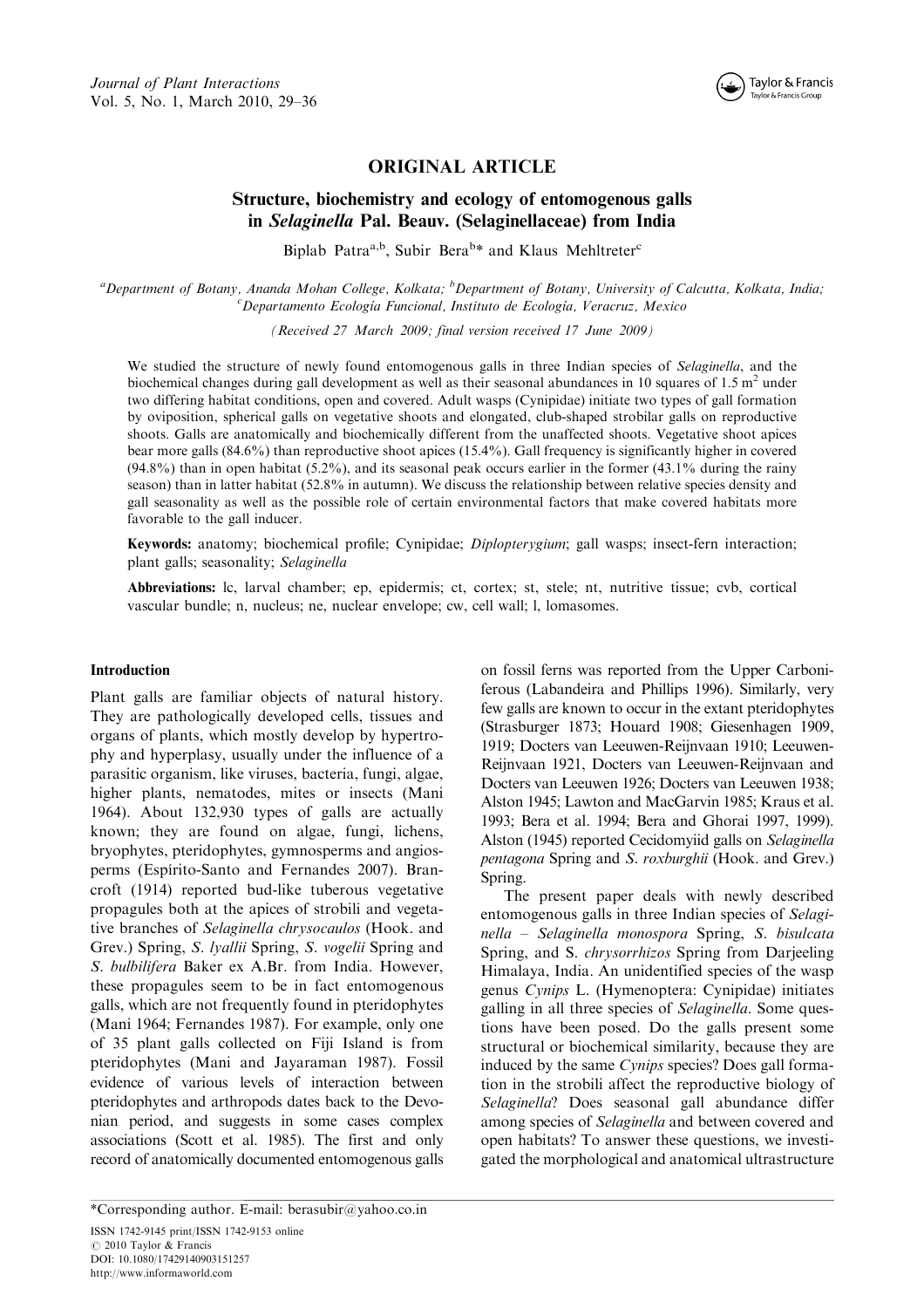# ORIGINAL ARTICLE

## Structure, biochemistry and ecology of entomogenous galls in *Selaginella* Pal. Beauv. (Selaginellaceae) from India

Biplab Patra[a,b], Subir Bera[b]* and Klaus Mehltreter[c]

[a]Department of Botany, Ananda Mohan College, Kolkata; [b]Department of Botany, University of Calcutta, Kolkata, India; [c]Departamento Ecología Funcional, Instituto de Ecología, Veracruz, Mexico

*(Received 27 March 2009; final version received 17 June 2009)*

We studied the structure of newly found entomogenous galls in three Indian species of *Selaginella*, and the biochemical changes during gall development as well as their seasonal abundances in 10 squares of 1.5 m$^2$ under two differing habitat conditions, open and covered. Adult wasps (Cynipidae) initiate two types of gall formation by oviposition, spherical galls on vegetative shoots and elongated, club-shaped strobilar galls on reproductive shoots. Galls are anatomically and biochemically different from the unaffected shoots. Vegetative shoot apices bear more galls (84.6%) than reproductive shoot apices (15.4%). Gall frequency is significantly higher in covered (94.8%) than in open habitat (5.2%), and its seasonal peak occurs earlier in the former (43.1% during the rainy season) than in latter habitat (52.8% in autumn). We discuss the relationship between relative species density and gall seasonality as well as the possible role of certain environmental factors that make covered habitats more favorable to the gall inducer.

**Keywords:** anatomy; biochemical profile; Cynipidae; *Diplopterygium*; gall wasps; insect-fern interaction; plant galls; seasonality; *Selaginella*

**Abbreviations:** lc, larval chamber; ep, epidermis; ct, cortex; st, stele; nt, nutritive tissue; cvb, cortical vascular bundle; n, nucleus; ne, nuclear envelope; cw, cell wall; l, lomasomes.

### Introduction

Plant galls are familiar objects of natural history. They are pathologically developed cells, tissues and organs of plants, which mostly develop by hypertrophy and hyperplasy, usually under the influence of a parasitic organism, like viruses, bacteria, fungi, algae, higher plants, nematodes, mites or insects (Mani 1964). About 132,930 types of galls are actually known; they are found on algae, fungi, lichens, bryophytes, pteridophytes, gymnosperms and angiosperms (Espírito-Santo and Fernandes 2007). Brancroft (1914) reported bud-like tuberous vegetative propagules both at the apices of strobili and vegetative branches of *Selaginella chrysocaulos* (Hook. and Grev.) Spring, *S. lyallii* Spring, *S. vogelii* Spring and *S. bulbilifera* Baker ex A.Br. from India. However, these propagules seem to be in fact entomogenous galls, which are not frequently found in pteridophytes (Mani 1964; Fernandes 1987). For example, only one of 35 plant galls collected on Fiji Island is from pteridophytes (Mani and Jayaraman 1987). Fossil evidence of various levels of interaction between pteridophytes and arthropods dates back to the Devonian period, and suggests in some cases complex associations (Scott et al. 1985). The first and only record of anatomically documented entomogenous galls on fossil ferns was reported from the Upper Carboniferous (Labandeira and Phillips 1996). Similarly, very few galls are known to occur in the extant pteridophytes (Strasburger 1873; Houard 1908; Giesenhagen 1909, 1919; Docters van Leeuwen-Reijnvaan 1910; Leeuwen-Reijnvaan 1921, Docters van Leeuwen-Reijnvaan and Docters van Leeuwen 1926; Docters van Leeuwen 1938; Alston 1945; Lawton and MacGarvin 1985; Kraus et al. 1993; Bera et al. 1994; Bera and Ghorai 1997, 1999). Alston (1945) reported Cecidomyiid galls on *Selaginella pentagona* Spring and *S. roxburghii* (Hook. and Grev.) Spring.

The present paper deals with newly described entomogenous galls in three Indian species of *Selaginella* – *Selaginella monospora* Spring, *S. bisulcata* Spring, and S. *chrysorrhizos* Spring from Darjeeling Himalaya, India. An unidentified species of the wasp genus *Cynips* L. (Hymenoptera: Cynipidae) initiates galling in all three species of *Selaginella*. Some questions have been posed. Do the galls present some structural or biochemical similarity, because they are induced by the same *Cynips* species? Does gall formation in the strobili affect the reproductive biology of *Selaginella*? Does seasonal gall abundance differ among species of *Selaginella* and between covered and open habitats? To answer these questions, we investigated the morphological and anatomical ultrastructure

*Corresponding author. E-mail: berasubir@yahoo.co.in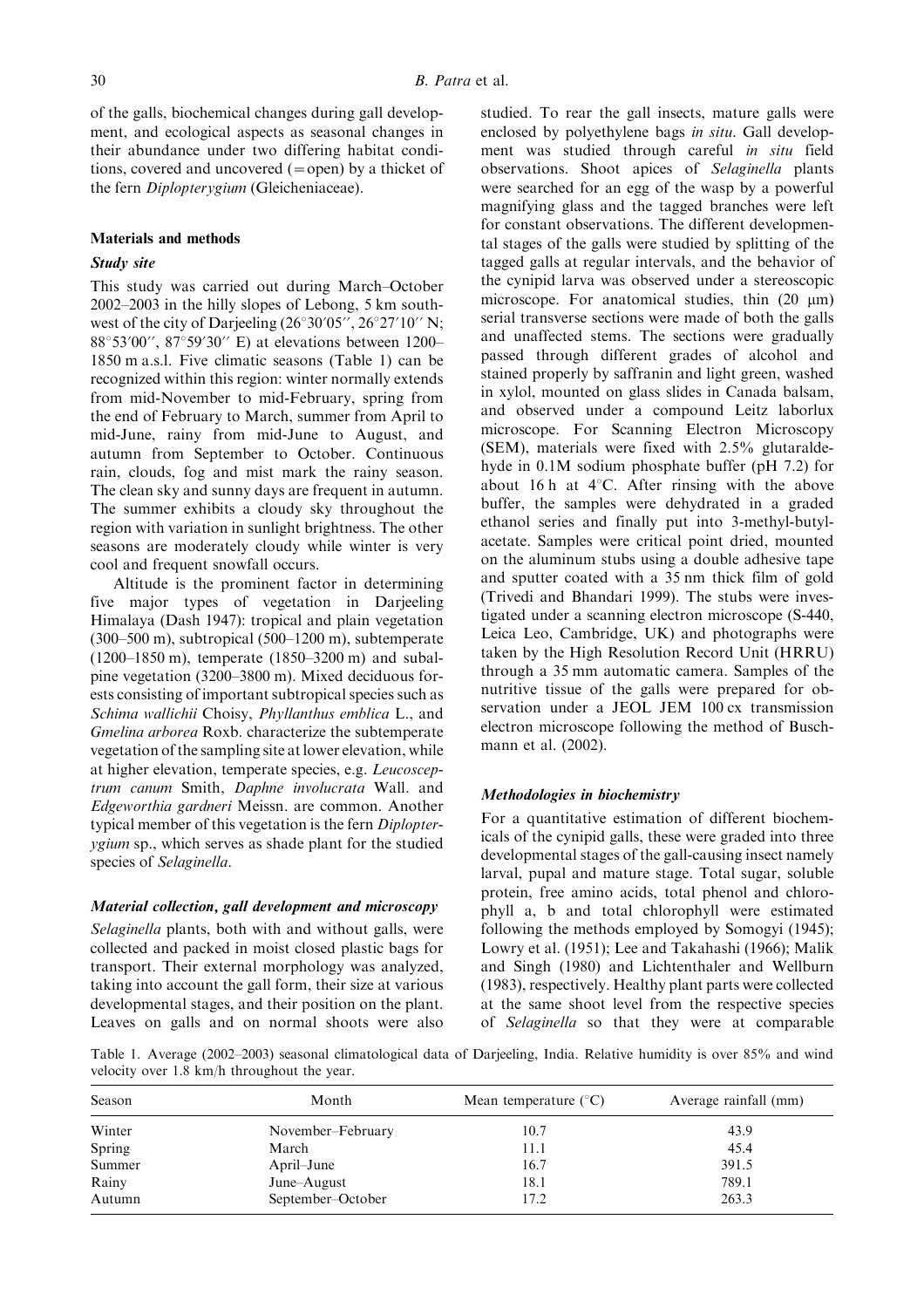of the galls, biochemical changes during gall development, and ecological aspects as seasonal changes in their abundance under two differing habitat conditions, covered and uncovered (=open) by a thicket of the fern *Diplopterygium* (Gleicheniaceae).

## Materials and methods

### Study site

This study was carried out during March–October 2002–2003 in the hilly slopes of Lebong, 5 km southwest of the city of Darjeeling (26°30′05″, 26°27′10″ N; 88°53′00″, 87°59′30″ E) at elevations between 1200–1850 m a.s.l. Five climatic seasons (Table 1) can be recognized within this region: winter normally extends from mid-November to mid-February, spring from the end of February to March, summer from April to mid-June, rainy from mid-June to August, and autumn from September to October. Continuous rain, clouds, fog and mist mark the rainy season. The clean sky and sunny days are frequent in autumn. The summer exhibits a cloudy sky throughout the region with variation in sunlight brightness. The other seasons are moderately cloudy while winter is very cool and frequent snowfall occurs.

Altitude is the prominent factor in determining five major types of vegetation in Darjeeling Himalaya (Dash 1947): tropical and plain vegetation (300–500 m), subtropical (500–1200 m), subtemperate (1200–1850 m), temperate (1850–3200 m) and subalpine vegetation (3200–3800 m). Mixed deciduous forests consisting of important subtropical species such as *Schima wallichii* Choisy, *Phyllanthus emblica* L., and *Gmelina arborea* Roxb. characterize the subtemperate vegetation of the sampling site at lower elevation, while at higher elevation, temperate species, e.g. *Leucosceptrum canum* Smith, *Daphne involucrata* Wall. and *Edgeworthia gardneri* Meissn. are common. Another typical member of this vegetation is the fern *Diplopterygium* sp., which serves as shade plant for the studied species of *Selaginella*.

### Material collection, gall development and microscopy

*Selaginella* plants, both with and without galls, were collected and packed in moist closed plastic bags for transport. Their external morphology was analyzed, taking into account the gall form, their size at various developmental stages, and their position on the plant. Leaves on galls and on normal shoots were also studied. To rear the gall insects, mature galls were enclosed by polyethylene bags *in situ*. Gall development was studied through careful *in situ* field observations. Shoot apices of *Selaginella* plants were searched for an egg of the wasp by a powerful magnifying glass and the tagged branches were left for constant observations. The different developmental stages of the galls were studied by splitting of the tagged galls at regular intervals, and the behavior of the cynipid larva was observed under a stereoscopic microscope. For anatomical studies, thin (20 μm) serial transverse sections were made of both the galls and unaffected stems. The sections were gradually passed through different grades of alcohol and stained properly by saffranin and light green, washed in xylol, mounted on glass slides in Canada balsam, and observed under a compound Leitz laborlux microscope. For Scanning Electron Microscopy (SEM), materials were fixed with 2.5% glutaraldehyde in 0.1M sodium phosphate buffer (pH 7.2) for about 16 h at 4°C. After rinsing with the above buffer, the samples were dehydrated in a graded ethanol series and finally put into 3-methyl-butyl-acetate. Samples were critical point dried, mounted on the aluminum stubs using a double adhesive tape and sputter coated with a 35 nm thick film of gold (Trivedi and Bhandari 1999). The stubs were investigated under a scanning electron microscope (S-440, Leica Leo, Cambridge, UK) and photographs were taken by the High Resolution Record Unit (HRRU) through a 35 mm automatic camera. Samples of the nutritive tissue of the galls were prepared for observation under a JEOL JEM 100 cx transmission electron microscope following the method of Buschmann et al. (2002).

### Methodologies in biochemistry

For a quantitative estimation of different biochemicals of the cynipid galls, these were graded into three developmental stages of the gall-causing insect namely larval, pupal and mature stage. Total sugar, soluble protein, free amino acids, total phenol and chlorophyll a, b and total chlorophyll were estimated following the methods employed by Somogyi (1945); Lowry et al. (1951); Lee and Takahashi (1966); Malik and Singh (1980) and Lichtenthaler and Wellburn (1983), respectively. Healthy plant parts were collected at the same shoot level from the respective species of *Selaginella* so that they were at comparable

Table 1. Average (2002–2003) seasonal climatological data of Darjeeling, India. Relative humidity is over 85% and wind velocity over 1.8 km/h throughout the year.

| Season | Month | Mean temperature (°C) | Average rainfall (mm) |
|---|---|---|---|
| Winter | November–February | 10.7 | 43.9 |
| Spring | March | 11.1 | 45.4 |
| Summer | April–June | 16.7 | 391.5 |
| Rainy | June–August | 18.1 | 789.1 |
| Autumn | September–October | 17.2 | 263.3 |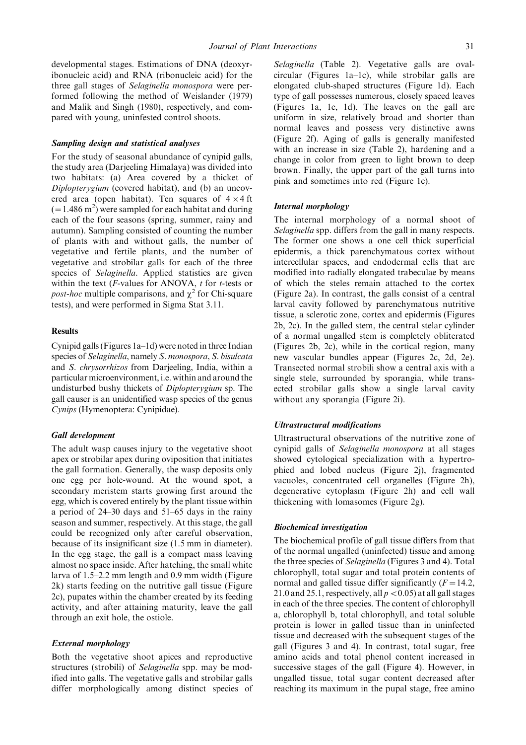developmental stages. Estimations of DNA (deoxyribonucleic acid) and RNA (ribonucleic acid) for the three gall stages of *Selaginella monospora* were performed following the method of Weislander (1979) and Malik and Singh (1980), respectively, and compared with young, uninfested control shoots.

### Sampling design and statistical analyses

For the study of seasonal abundance of cynipid galls, the study area (Darjeeling Himalaya) was divided into two habitats: (a) Area covered by a thicket of *Diplopterygium* (covered habitat), and (b) an uncovered area (open habitat). Ten squares of $4 \times 4$ ft ($= 1.486$ m$^2$) were sampled for each habitat and during each of the four seasons (spring, summer, rainy and autumn). Sampling consisted of counting the number of plants with and without galls, the number of vegetative and fertile plants, and the number of vegetative and strobilar galls for each of the three species of *Selaginella*. Applied statistics are given within the text ($F$-values for ANOVA, $t$ for $t$-tests or *post-hoc* multiple comparisons, and $\chi^2$ for Chi-square tests), and were performed in Sigma Stat 3.11.

## Results

Cynipid galls (Figures 1a–1d) were noted in three Indian species of *Selaginella*, namely *S. monospora*, *S. bisulcata* and *S. chrysorrhizos* from Darjeeling, India, within a particular microenvironment, i.e. within and around the undisturbed bushy thickets of *Diplopterygium* sp. The gall causer is an unidentified wasp species of the genus *Cynips* (Hymenoptera: Cynipidae).

### Gall development

The adult wasp causes injury to the vegetative shoot apex or strobilar apex during oviposition that initiates the gall formation. Generally, the wasp deposits only one egg per hole-wound. At the wound spot, a secondary meristem starts growing first around the egg, which is covered entirely by the plant tissue within a period of 24–30 days and 51–65 days in the rainy season and summer, respectively. At this stage, the gall could be recognized only after careful observation, because of its insignificant size (1.5 mm in diameter). In the egg stage, the gall is a compact mass leaving almost no space inside. After hatching, the small white larva of 1.5–2.2 mm length and 0.9 mm width (Figure 2k) starts feeding on the nutritive gall tissue (Figure 2c), pupates within the chamber created by its feeding activity, and after attaining maturity, leave the gall through an exit hole, the ostiole.

### External morphology

Both the vegetative shoot apices and reproductive structures (strobili) of *Selaginella* spp. may be modified into galls. The vegetative galls and strobilar galls differ morphologically among distinct species of *Selaginella* (Table 2). Vegetative galls are oval-circular (Figures 1a–1c), while strobilar galls are elongated club-shaped structures (Figure 1d). Each type of gall possesses numerous, closely spaced leaves (Figures 1a, 1c, 1d). The leaves on the gall are uniform in size, relatively broad and shorter than normal leaves and possess very distinctive awns (Figure 2f). Aging of galls is generally manifested with an increase in size (Table 2), hardening and a change in color from green to light brown to deep brown. Finally, the upper part of the gall turns into pink and sometimes into red (Figure 1c).

### Internal morphology

The internal morphology of a normal shoot of *Selaginella* spp. differs from the gall in many respects. The former one shows a one cell thick superficial epidermis, a thick parenchymatous cortex without intercellular spaces, and endodermal cells that are modified into radially elongated trabeculae by means of which the steles remain attached to the cortex (Figure 2a). In contrast, the galls consist of a central larval cavity followed by parenchymatous nutritive tissue, a sclerotic zone, cortex and epidermis (Figures 2b, 2c). In the galled stem, the central stelar cylinder of a normal ungalled stem is completely obliterated (Figures 2b, 2c), while in the cortical region, many new vascular bundles appear (Figures 2c, 2d, 2e). Transected normal strobili show a central axis with a single stele, surrounded by sporangia, while transected strobilar galls show a single larval cavity without any sporangia (Figure 2i).

### Ultrastructural modifications

Ultrastructural observations of the nutritive zone of cynipid galls of *Selaginella monospora* at all stages showed cytological specialization with a hypertrophied and lobed nucleus (Figure 2j), fragmented vacuoles, concentrated cell organelles (Figure 2h), degenerative cytoplasm (Figure 2h) and cell wall thickening with lomasomes (Figure 2g).

### Biochemical investigation

The biochemical profile of gall tissue differs from that of the normal ungalled (uninfected) tissue and among the three species of *Selaginella* (Figures 3 and 4). Total chlorophyll, total sugar and total protein contents of normal and galled tissue differ significantly ($F = 14.2$, 21.0 and 25.1, respectively, all $p < 0.05$) at all gall stages in each of the three species. The content of chlorophyll a, chlorophyll b, total chlorophyll, and total soluble protein is lower in galled tissue than in uninfected tissue and decreased with the subsequent stages of the gall (Figures 3 and 4). In contrast, total sugar, free amino acids and total phenol content increased in successive stages of the gall (Figure 4). However, in ungalled tissue, total sugar content decreased after reaching its maximum in the pupal stage, free amino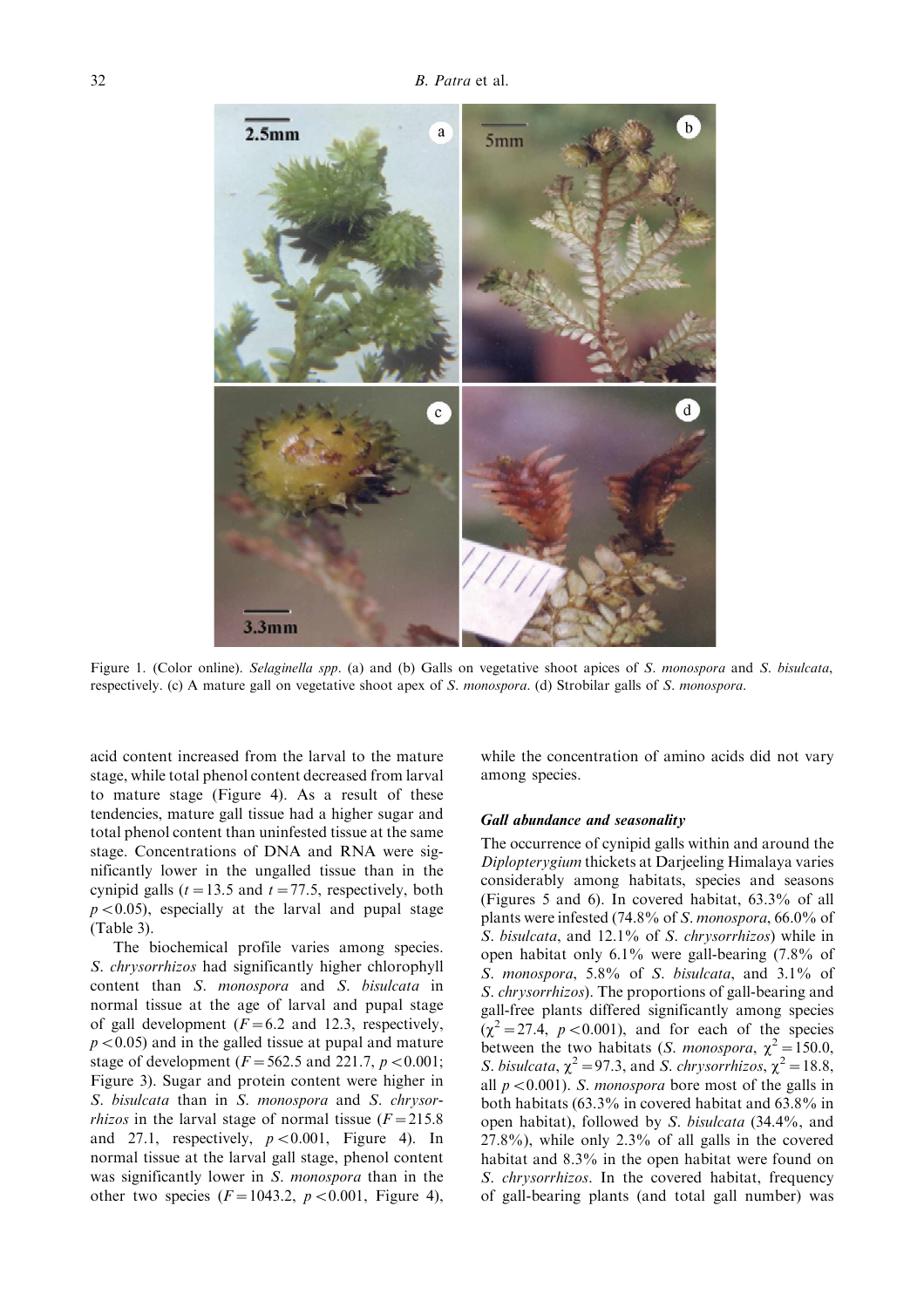Figure 1. (Color online). *Selaginella spp*. (a) and (b) Galls on vegetative shoot apices of *S. monospora* and *S. bisulcata*, respectively. (c) A mature gall on vegetative shoot apex of *S. monospora*. (d) Strobilar galls of *S. monospora*.

acid content increased from the larval to the mature stage, while total phenol content decreased from larval to mature stage (Figure 4). As a result of these tendencies, mature gall tissue had a higher sugar and total phenol content than uninfested tissue at the same stage. Concentrations of DNA and RNA were significantly lower in the ungalled tissue than in the cynipid galls ($t = 13.5$ and $t = 77.5$, respectively, both $p < 0.05$), especially at the larval and pupal stage (Table 3).

The biochemical profile varies among species. *S. chrysorrhizos* had significantly higher chlorophyll content than *S. monospora* and *S. bisulcata* in normal tissue at the age of larval and pupal stage of gall development ($F = 6.2$ and 12.3, respectively, $p < 0.05$) and in the galled tissue at pupal and mature stage of development ($F = 562.5$ and 221.7, $p < 0.001$; Figure 3). Sugar and protein content were higher in *S. bisulcata* than in *S. monospora* and *S. chrysorrhizos* in the larval stage of normal tissue ($F = 215.8$ and 27.1, respectively, $p < 0.001$, Figure 4). In normal tissue at the larval gall stage, phenol content was significantly lower in *S. monospora* than in the other two species ($F = 1043.2$, $p < 0.001$, Figure 4), while the concentration of amino acids did not vary among species.

#### Gall abundance and seasonality

The occurrence of cynipid galls within and around the *Diplopterygium* thickets at Darjeeling Himalaya varies considerably among habitats, species and seasons (Figures 5 and 6). In covered habitat, 63.3% of all plants were infested (74.8% of *S. monospora*, 66.0% of *S. bisulcata*, and 12.1% of *S. chrysorrhizos*) while in open habitat only 6.1% were gall-bearing (7.8% of *S. monospora*, 5.8% of *S. bisulcata*, and 3.1% of *S. chrysorrhizos*). The proportions of gall-bearing and gall-free plants differed significantly among species ($\chi^2 = 27.4$, $p < 0.001$), and for each of the species between the two habitats (*S. monospora*, $\chi^2 = 150.0$, *S. bisulcata*, $\chi^2 = 97.3$, and *S. chrysorrhizos*, $\chi^2 = 18.8$, all $p < 0.001$). *S. monospora* bore most of the galls in both habitats (63.3% in covered habitat and 63.8% in open habitat), followed by *S. bisulcata* (34.4%, and 27.8%), while only 2.3% of all galls in the covered habitat and 8.3% in the open habitat were found on *S. chrysorrhizos*. In the covered habitat, frequency of gall-bearing plants (and total gall number) was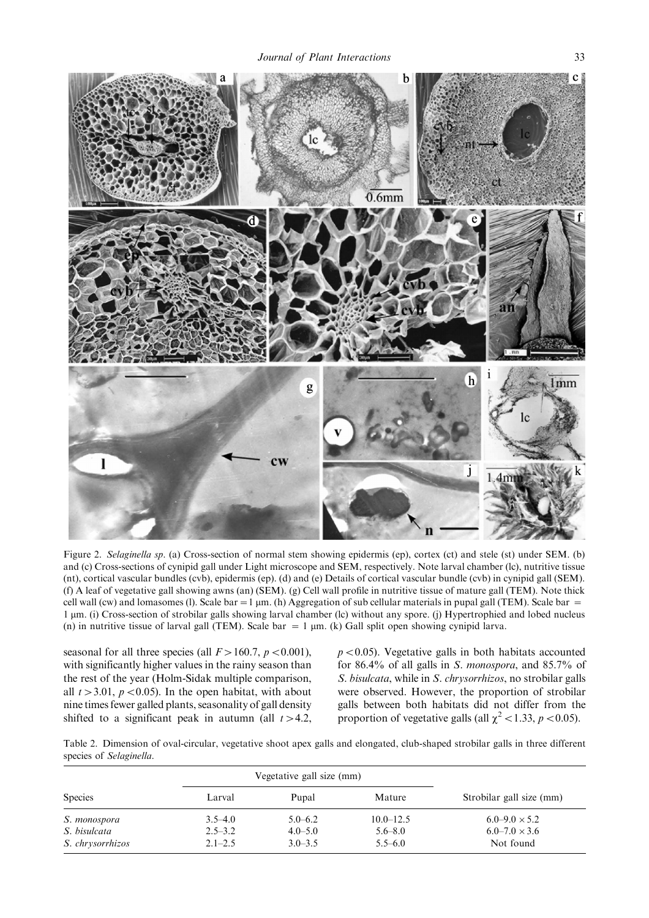Figure 2. *Selaginella sp*. (a) Cross-section of normal stem showing epidermis (ep), cortex (ct) and stele (st) under SEM. (b) and (c) Cross-sections of cynipid gall under Light microscope and SEM, respectively. Note larval chamber (lc), nutritive tissue (nt), cortical vascular bundles (cvb), epidermis (ep). (d) and (e) Details of cortical vascular bundle (cvb) in cynipid gall (SEM). (f) A leaf of vegetative gall showing awns (an) (SEM). (g) Cell wall profile in nutritive tissue of mature gall (TEM). Note thick cell wall (cw) and lomasomes (l). Scale bar = 1 µm. (h) Aggregation of sub cellular materials in pupal gall (TEM). Scale bar = 1 µm. (i) Cross-section of strobilar galls showing larval chamber (lc) without any spore. (j) Hypertrophied and lobed nucleus (n) in nutritive tissue of larval gall (TEM). Scale bar = 1 µm. (k) Gall split open showing cynipid larva.

seasonal for all three species (all $F > 160.7$, $p < 0.001$), with significantly higher values in the rainy season than the rest of the year (Holm-Sidak multiple comparison, all $t > 3.01$, $p < 0.05$). In the open habitat, with about nine times fewer galled plants, seasonality of gall density shifted to a significant peak in autumn (all $t > 4.2$, $p < 0.05$). Vegetative galls in both habitats accounted for 86.4% of all galls in *S. monospora*, and 85.7% of *S. bisulcata*, while in *S. chrysorrhizos*, no strobilar galls were observed. However, the proportion of strobilar galls between both habitats did not differ from the proportion of vegetative galls (all $\chi^2 < 1.33$, $p < 0.05$).

Table 2. Dimension of oval-circular, vegetative shoot apex galls and elongated, club-shaped strobilar galls in three different species of *Selaginella*.

| Species | Vegetative gall size (mm) | | | Strobilar gall size (mm) |
|---|---|---|---|---|
| | Larval | Pupal | Mature | |
| *S. monospora* | 3.5–4.0 | 5.0–6.2 | 10.0–12.5 | 6.0–9.0 × 5.2 |
| *S. bisulcata* | 2.5–3.2 | 4.0–5.0 | 5.6–8.0 | 6.0–7.0 × 3.6 |
| *S. chrysorrhizos* | 2.1–2.5 | 3.0–3.5 | 5.5–6.0 | Not found |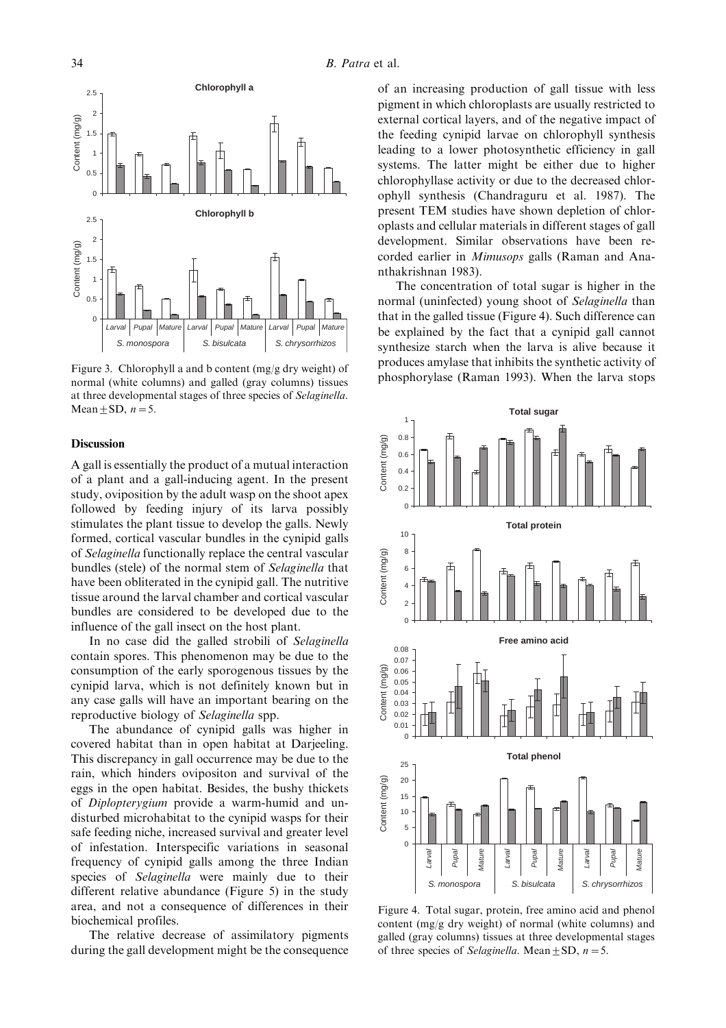Figure 3. Chlorophyll a and b content (mg/g dry weight) of normal (white columns) and galled (gray columns) tissues at three developmental stages of three species of *Selaginella*. Mean ± SD, $n = 5$.

## Discussion

A gall is essentially the product of a mutual interaction of a plant and a gall-inducing agent. In the present study, oviposition by the adult wasp on the shoot apex followed by feeding injury of its larva possibly stimulates the plant tissue to develop the galls. Newly formed, cortical vascular bundles in the cynipid galls of *Selaginella* functionally replace the central vascular bundles (stele) of the normal stem of *Selaginella* that have been obliterated in the cynipid gall. The nutritive tissue around the larval chamber and cortical vascular bundles are considered to be developed due to the influence of the gall insect on the host plant.

In no case did the galled strobili of *Selaginella* contain spores. This phenomenon may be due to the consumption of the early sporogenous tissues by the cynipid larva, which is not definitely known but in any case galls will have an important bearing on the reproductive biology of *Selaginella* spp.

The abundance of cynipid galls was higher in covered habitat than in open habitat at Darjeeling. This discrepancy in gall occurrence may be due to the rain, which hinders ovipositon and survival of the eggs in the open habitat. Besides, the bushy thickets of *Diplopterygium* provide a warm-humid and undisturbed microhabitat to the cynipid wasps for their safe feeding niche, increased survival and greater level of infestation. Interspecific variations in seasonal frequency of cynipid galls among the three Indian species of *Selaginella* were mainly due to their different relative abundance (Figure 5) in the study area, and not a consequence of differences in their biochemical profiles.

The relative decrease of assimilatory pigments during the gall development might be the consequence of an increasing production of gall tissue with less pigment in which chloroplasts are usually restricted to external cortical layers, and of the negative impact of the feeding cynipid larvae on chlorophyll synthesis leading to a lower photosynthetic efficiency in gall systems. The latter might be either due to higher chlorophyllase activity or due to the decreased chlorophyll synthesis (Chandraguru et al. 1987). The present TEM studies have shown depletion of chloroplasts and cellular materials in different stages of gall development. Similar observations have been recorded earlier in *Mimusops* galls (Raman and Ananthakrishnan 1983).

The concentration of total sugar is higher in the normal (uninfected) young shoot of *Selaginella* than that in the galled tissue (Figure 4). Such difference can be explained by the fact that a cynipid gall cannot synthesize starch when the larva is alive because it produces amylase that inhibits the synthetic activity of phosphorylase (Raman 1993). When the larva stops

Figure 4. Total sugar, protein, free amino acid and phenol content (mg/g dry weight) of normal (white columns) and galled (gray columns) tissues at three developmental stages of three species of *Selaginella*. Mean ± SD, $n = 5$.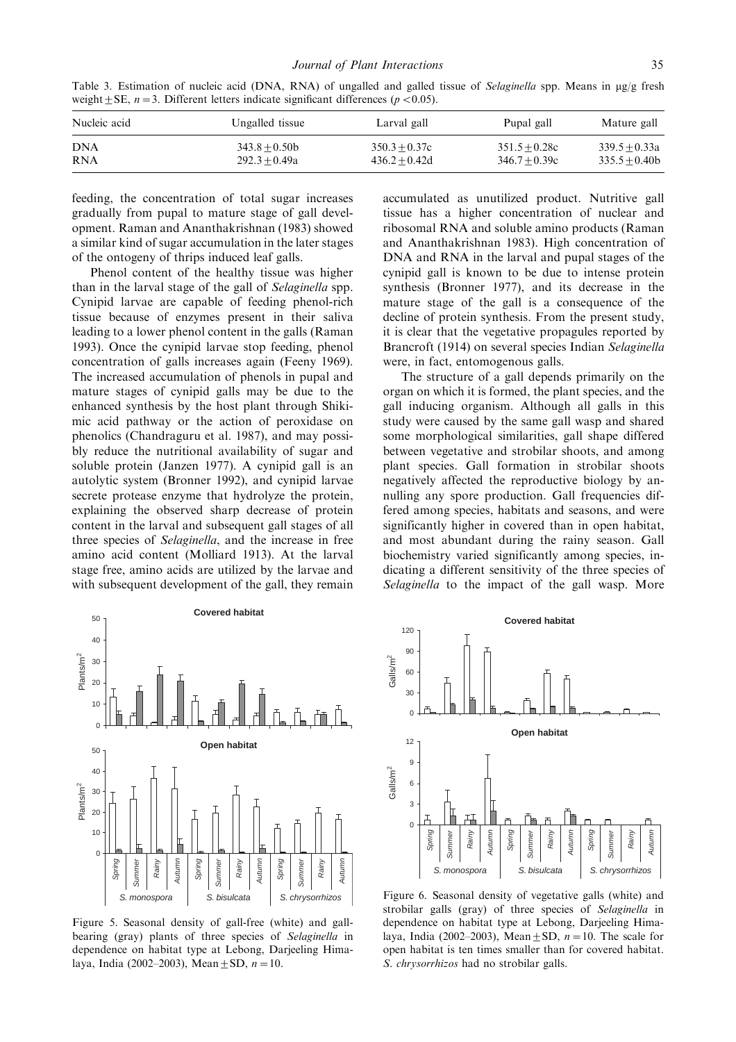Table 3. Estimation of nucleic acid (DNA, RNA) of ungalled and galled tissue of *Selaginella* spp. Means in μg/g fresh weight ± SE, $n = 3$. Different letters indicate significant differences ($p < 0.05$).

| Nucleic acid | Ungalled tissue | Larval gall | Pupal gall | Mature gall |
|---|---|---|---|---|
| DNA | 343.8 ± 0.50b | 350.3 ± 0.37c | 351.5 ± 0.28c | 339.5 ± 0.33a |
| RNA | 292.3 ± 0.49a | 436.2 ± 0.42d | 346.7 ± 0.39c | 335.5 ± 0.40b |

feeding, the concentration of total sugar increases gradually from pupal to mature stage of gall development. Raman and Ananthakrishnan (1983) showed a similar kind of sugar accumulation in the later stages of the ontogeny of thrips induced leaf galls.

Phenol content of the healthy tissue was higher than in the larval stage of the gall of *Selaginella* spp. Cynipid larvae are capable of feeding phenol-rich tissue because of enzymes present in their saliva leading to a lower phenol content in the galls (Raman 1993). Once the cynipid larvae stop feeding, phenol concentration of galls increases again (Feeny 1969). The increased accumulation of phenols in pupal and mature stages of cynipid galls may be due to the enhanced synthesis by the host plant through Shikimic acid pathway or the action of peroxidase on phenolics (Chandraguru et al. 1987), and may possibly reduce the nutritional availability of sugar and soluble protein (Janzen 1977). A cynipid gall is an autolytic system (Bronner 1992), and cynipid larvae secrete protease enzyme that hydrolyze the protein, explaining the observed sharp decrease of protein content in the larval and subsequent gall stages of all three species of *Selaginella*, and the increase in free amino acid content (Molliard 1913). At the larval stage free, amino acids are utilized by the larvae and with subsequent development of the gall, they remain accumulated as unutilized product. Nutritive gall tissue has a higher concentration of nuclear and ribosomal RNA and soluble amino products (Raman and Ananthakrishnan 1983). High concentration of DNA and RNA in the larval and pupal stages of the cynipid gall is known to be due to intense protein synthesis (Bronner 1977), and its decrease in the mature stage of the gall is a consequence of the decline of protein synthesis. From the present study, it is clear that the vegetative propagules reported by Brancroft (1914) on several species Indian *Selaginella* were, in fact, entomogenous galls.

The structure of a gall depends primarily on the organ on which it is formed, the plant species, and the gall inducing organism. Although all galls in this study were caused by the same gall wasp and shared some morphological similarities, gall shape differed between vegetative and strobilar shoots, and among plant species. Gall formation in strobilar shoots negatively affected the reproductive biology by annulling any spore production. Gall frequencies differed among species, habitats and seasons, and were significantly higher in covered than in open habitat, and most abundant during the rainy season. Gall biochemistry varied significantly among species, indicating a different sensitivity of the three species of *Selaginella* to the impact of the gall wasp. More

Figure 5. Seasonal density of gall-free (white) and gall-bearing (gray) plants of three species of *Selaginella* in dependence on habitat type at Lebong, Darjeeling Himalaya, India (2002–2003), Mean ± SD, $n = 10$.

Figure 6. Seasonal density of vegetative galls (white) and strobilar galls (gray) of three species of *Selaginella* in dependence on habitat type at Lebong, Darjeeling Himalaya, India (2002–2003), Mean ± SD, $n = 10$. The scale for open habitat is ten times smaller than for covered habitat. *S. chrysorrhizos* had no strobilar galls.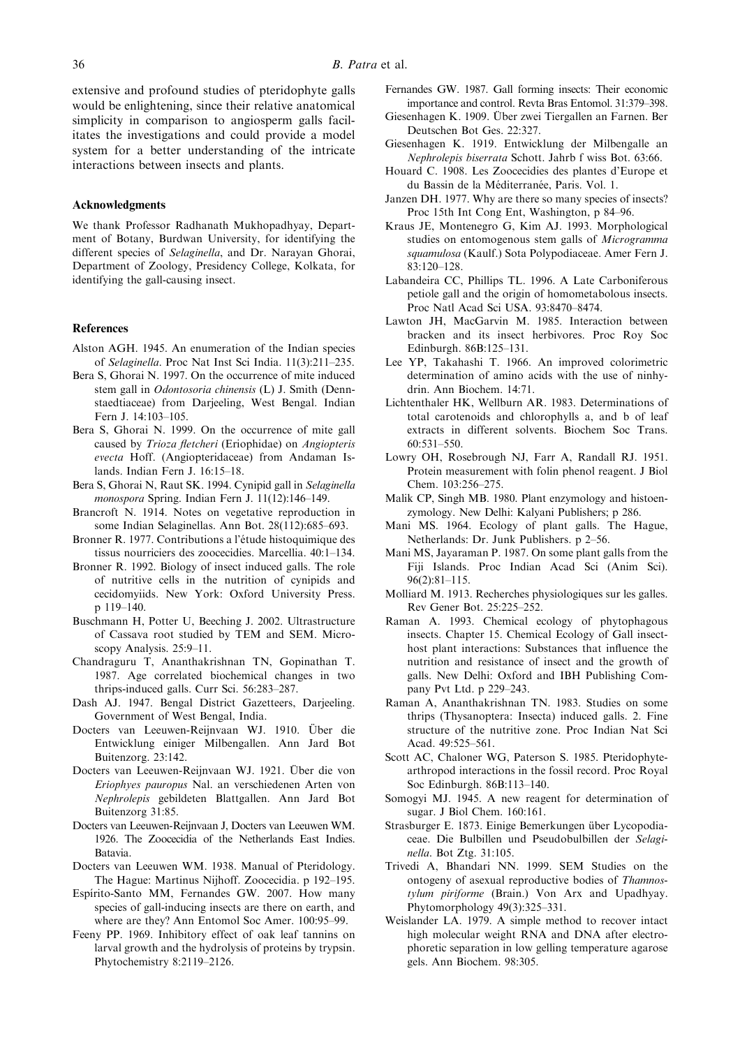extensive and profound studies of pteridophyte galls would be enlightening, since their relative anatomical simplicity in comparison to angiosperm galls facilitates the investigations and could provide a model system for a better understanding of the intricate interactions between insects and plants.

### Acknowledgments

We thank Professor Radhanath Mukhopadhyay, Department of Botany, Burdwan University, for identifying the different species of *Selaginella*, and Dr. Narayan Ghorai, Department of Zoology, Presidency College, Kolkata, for identifying the gall-causing insect.

### References

Alston AGH. 1945. An enumeration of the Indian species of *Selaginella*. Proc Nat Inst Sci India. 11(3):211–235.

Bera S, Ghorai N. 1997. On the occurrence of mite induced stem gall in *Odontosoria chinensis* (L) J. Smith (Dennstaedtiaceae) from Darjeeling, West Bengal. Indian Fern J. 14:103–105.

Bera S, Ghorai N. 1999. On the occurrence of mite gall caused by *Trioza fletcheri* (Eriophidae) on *Angiopteris evecta* Hoff. (Angiopteridaceae) from Andaman Islands. Indian Fern J. 16:15–18.

Bera S, Ghorai N, Raut SK. 1994. Cynipid gall in *Selaginella monospora* Spring. Indian Fern J. 11(12):146–149.

Brancroft N. 1914. Notes on vegetative reproduction in some Indian Selaginellas. Ann Bot. 28(112):685–693.

Bronner R. 1977. Contributions a l'étude histoquimique des tissus nourriciers des zoocecidies. Marcellia. 40:1–134.

Bronner R. 1992. Biology of insect induced galls. The role of nutritive cells in the nutrition of cynipids and cecidomyiids. New York: Oxford University Press. p 119–140.

Buschmann H, Potter U, Beeching J. 2002. Ultrastructure of Cassava root studied by TEM and SEM. Microscopy Analysis. 25:9–11.

Chandraguru T, Ananthakrishnan TN, Gopinathan T. 1987. Age correlated biochemical changes in two thrips-induced galls. Curr Sci. 56:283–287.

Dash AJ. 1947. Bengal District Gazetteers, Darjeeling. Government of West Bengal, India.

Docters van Leeuwen-Reijnvaan WJ. 1910. Über die Entwicklung einiger Milbengallen. Ann Jard Bot Buitenzorg. 23:142.

Docters van Leeuwen-Reijnvaan WJ. 1921. Über die von *Eriophyes pauropus* Nal. an verschiedenen Arten von *Nephrolepis* gebildeten Blattgallen. Ann Jard Bot Buitenzorg 31:85.

Docters van Leeuwen-Reijnvaan J, Docters van Leeuwen WM. 1926. The Zoocecidia of the Netherlands East Indies. Batavia.

Docters van Leeuwen WM. 1938. Manual of Pteridology. The Hague: Martinus Nijhoff. Zoocecidia. p 192–195.

Espírito-Santo MM, Fernandes GW. 2007. How many species of gall-inducing insects are there on earth, and where are they? Ann Entomol Soc Amer. 100:95–99.

Feeny PP. 1969. Inhibitory effect of oak leaf tannins on larval growth and the hydrolysis of proteins by trypsin. Phytochemistry 8:2119–2126.

Fernandes GW. 1987. Gall forming insects: Their economic importance and control. Revta Bras Entomol. 31:379–398.

Giesenhagen K. 1909. Über zwei Tiergallen an Farnen. Ber Deutschen Bot Ges. 22:327.

Giesenhagen K. 1919. Entwicklung der Milbengalle an *Nephrolepis biserrata* Schott. Jahrb f wiss Bot. 63:66.

Houard C. 1908. Les Zoocecidies des plantes d'Europe et du Bassin de la Méditerranée, Paris. Vol. 1.

Janzen DH. 1977. Why are there so many species of insects? Proc 15th Int Cong Ent, Washington, p 84–96.

Kraus JE, Montenegro G, Kim AJ. 1993. Morphological studies on entomogenous stem galls of *Microgramma squamulosa* (Kaulf.) Sota Polypodiaceae. Amer Fern J. 83:120–128.

Labandeira CC, Phillips TL. 1996. A Late Carboniferous petiole gall and the origin of homometabolous insects. Proc Natl Acad Sci USA. 93:8470–8474.

Lawton JH, MacGarvin M. 1985. Interaction between bracken and its insect herbivores. Proc Roy Soc Edinburgh. 86B:125–131.

Lee YP, Takahashi T. 1966. An improved colorimetric determination of amino acids with the use of ninhydrin. Ann Biochem. 14:71.

Lichtenthaler HK, Wellburn AR. 1983. Determinations of total carotenoids and chlorophylls a, and b of leaf extracts in different solvents. Biochem Soc Trans. 60:531–550.

Lowry OH, Rosebrough NJ, Farr A, Randall RJ. 1951. Protein measurement with folin phenol reagent. J Biol Chem. 103:256–275.

Malik CP, Singh MB. 1980. Plant enzymology and histoenzymology. New Delhi: Kalyani Publishers; p 286.

Mani MS. 1964. Ecology of plant galls. The Hague, Netherlands: Dr. Junk Publishers. p 2–56.

Mani MS, Jayaraman P. 1987. On some plant galls from the Fiji Islands. Proc Indian Acad Sci (Anim Sci). 96(2):81–115.

Molliard M. 1913. Recherches physiologiques sur les galles. Rev Gener Bot. 25:225–252.

Raman A. 1993. Chemical ecology of phytophagous insects. Chapter 15. Chemical Ecology of Gall insect-host plant interactions: Substances that influence the nutrition and resistance of insect and the growth of galls. New Delhi: Oxford and IBH Publishing Company Pvt Ltd. p 229–243.

Raman A, Ananthakrishnan TN. 1983. Studies on some thrips (Thysanoptera: Insecta) induced galls. 2. Fine structure of the nutritive zone. Proc Indian Nat Sci Acad. 49:525–561.

Scott AC, Chaloner WG, Paterson S. 1985. Pteridophyte-arthropod interactions in the fossil record. Proc Royal Soc Edinburgh. 86B:113–140.

Somogyi MJ. 1945. A new reagent for determination of sugar. J Biol Chem. 160:161.

Strasburger E. 1873. Einige Bemerkungen über Lycopodiaceae. Die Bulbillen und Pseudobulbillen der *Selaginella*. Bot Ztg. 31:105.

Trivedi A, Bhandari NN. 1999. SEM Studies on the ontogeny of asexual reproductive bodies of *Thamnostylum piriforme* (Brain.) Von Arx and Upadhyay. Phytomorphology 49(3):325–331.

Weislander LA. 1979. A simple method to recover intact high molecular weight RNA and DNA after electrophoretic separation in low gelling temperature agarose gels. Ann Biochem. 98:305.